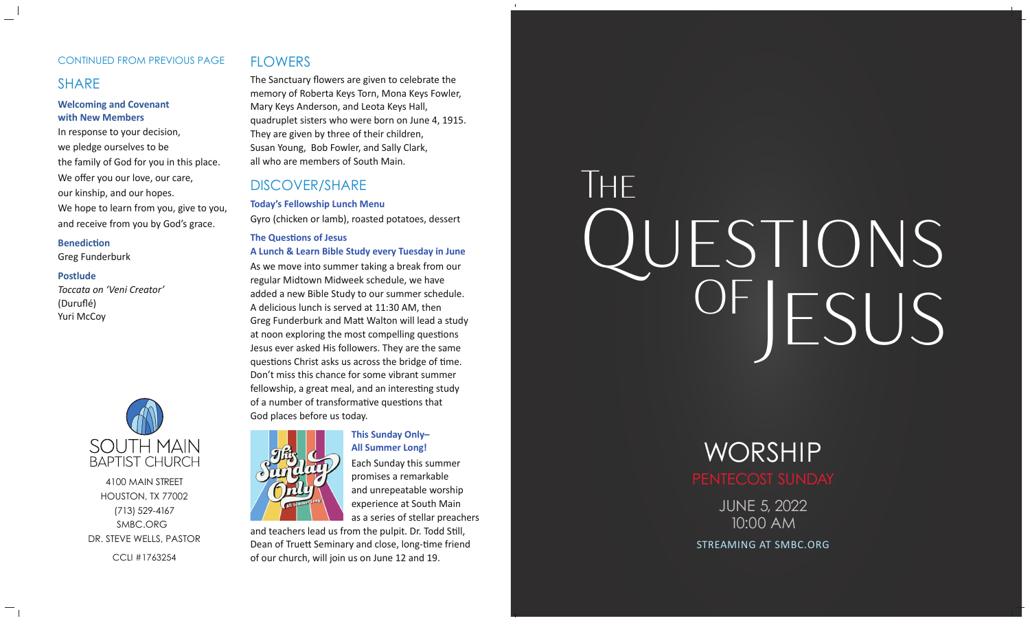CONTINUED FROM PREVIOUS PAGE

## SHARE

**Welcoming and Covenant with New Members**

In response to your decision,
we pledge ourselves to be
the family of God for you in this place.
We offer you our love, our care,
our kinship, and our hopes.
We hope to learn from you, give to you,
and receive from you by God's grace.

**Benediction**
Greg Funderburk

**Postlude**
*Toccata on 'Veni Creator'*
(Duruflé)
Yuri McCoy

SOUTH MAIN BAPTIST CHURCH

4100 MAIN STREET
HOUSTON, TX 77002
(713) 529-4167
SMBC.ORG
DR. STEVE WELLS, PASTOR

CCLI #1763254

## FLOWERS

The Sanctuary flowers are given to celebrate the memory of Roberta Keys Torn, Mona Keys Fowler, Mary Keys Anderson, and Leota Keys Hall, quadruplet sisters who were born on June 4, 1915. They are given by three of their children, Susan Young, Bob Fowler, and Sally Clark, all who are members of South Main.

## DISCOVER/SHARE

**Today's Fellowship Lunch Menu**
Gyro (chicken or lamb), roasted potatoes, dessert

**The Questions of Jesus**
**A Lunch & Learn Bible Study every Tuesday in June**

As we move into summer taking a break from our regular Midtown Midweek schedule, we have added a new Bible Study to our summer schedule. A delicious lunch is served at 11:30 AM, then Greg Funderburk and Matt Walton will lead a study at noon exploring the most compelling questions Jesus ever asked His followers. They are the same questions Christ asks us across the bridge of time. Don't miss this chance for some vibrant summer fellowship, a great meal, and an interesting study of a number of transformative questions that God places before us today.

**This Sunday Only–**
**All Summer Long!**

Each Sunday this summer promises a remarkable and unrepeatable worship experience at South Main as a series of stellar preachers and teachers lead us from the pulpit. Dr. Todd Still, Dean of Truett Seminary and close, long-time friend of our church, will join us on June 12 and 19.

# THE QUESTIONS OF JESUS

## WORSHIP

PENTECOST SUNDAY

JUNE 5, 2022
10:00 AM

STREAMING AT SMBC.ORG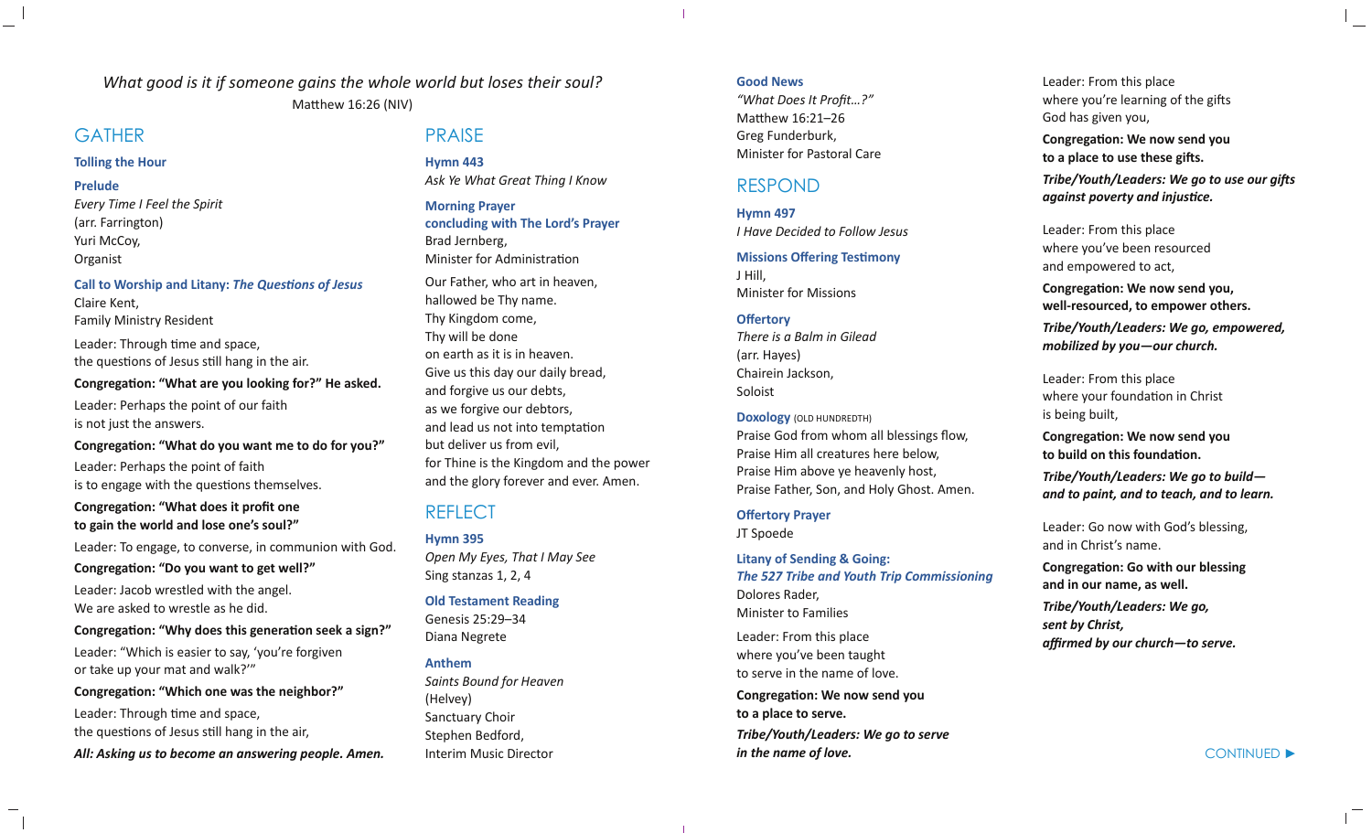*What good is it if someone gains the whole world but loses their soul?*
Matthew 16:26 (NIV)

## GATHER

### Tolling the Hour

### Prelude

*Every Time I Feel the Spirit*
(arr. Farrington)
Yuri McCoy,
Organist

### Call to Worship and Litany: *The Questions of Jesus*

Claire Kent,
Family Ministry Resident

Leader: Through time and space,
the questions of Jesus still hang in the air.

**Congregation: "What are you looking for?" He asked.**

Leader: Perhaps the point of our faith
is not just the answers.

**Congregation: "What do you want me to do for you?"**

Leader: Perhaps the point of faith
is to engage with the questions themselves.

**Congregation: "What does it profit one
to gain the world and lose one's soul?"**

Leader: To engage, to converse, in communion with God.

**Congregation: "Do you want to get well?"**

Leader: Jacob wrestled with the angel.
We are asked to wrestle as he did.

**Congregation: "Why does this generation seek a sign?"**

Leader: "Which is easier to say, 'you're forgiven
or take up your mat and walk?'"

**Congregation: "Which one was the neighbor?"**

Leader: Through time and space,
the questions of Jesus still hang in the air,

***All: Asking us to become an answering people. Amen.***

## PRAISE

### Hymn 443

*Ask Ye What Great Thing I Know*

### Morning Prayer concluding with The Lord's Prayer

Brad Jernberg,
Minister for Administration

Our Father, who art in heaven,
hallowed be Thy name.
Thy Kingdom come,
Thy will be done
on earth as it is in heaven.
Give us this day our daily bread,
and forgive us our debts,
as we forgive our debtors,
and lead us not into temptation
but deliver us from evil,
for Thine is the Kingdom and the power
and the glory forever and ever. Amen.

## REFLECT

### Hymn 395

*Open My Eyes, That I May See*
Sing stanzas 1, 2, 4

### Old Testament Reading

Genesis 25:29–34
Diana Negrete

### Anthem

*Saints Bound for Heaven*
(Helvey)
Sanctuary Choir
Stephen Bedford,
Interim Music Director

### Good News

*"What Does It Profit...?"*
Matthew 16:21–26
Greg Funderburk,
Minister for Pastoral Care

## RESPOND

### Hymn 497

*I Have Decided to Follow Jesus*

### Missions Offering Testimony

J Hill,
Minister for Missions

### Offertory

*There is a Balm in Gilead*
(arr. Hayes)
Chairein Jackson,
Soloist

### Doxology (OLD HUNDREDTH)

Praise God from whom all blessings flow,
Praise Him all creatures here below,
Praise Him above ye heavenly host,
Praise Father, Son, and Holy Ghost. Amen.

### Offertory Prayer

JT Spoede

### Litany of Sending & Going: *The 527 Tribe and Youth Trip Commissioning*

Dolores Rader,
Minister to Families

Leader: From this place
where you've been taught
to serve in the name of love.

**Congregation: We now send you
to a place to serve.**

***Tribe/Youth/Leaders: We go to serve
in the name of love.***

Leader: From this place
where you're learning of the gifts
God has given you,

**Congregation: We now send you
to a place to use these gifts.**

***Tribe/Youth/Leaders: We go to use our gifts
against poverty and injustice.***

Leader: From this place
where you've been resourced
and empowered to act,

**Congregation: We now send you,
well-resourced, to empower others.**

***Tribe/Youth/Leaders: We go, empowered,
mobilized by you—our church.***

Leader: From this place
where your foundation in Christ
is being built,

**Congregation: We now send you
to build on this foundation.**

***Tribe/Youth/Leaders: We go to build—
and to paint, and to teach, and to learn.***

Leader: Go now with God's blessing,
and in Christ's name.

**Congregation: Go with our blessing
and in our name, as well.**

***Tribe/Youth/Leaders: We go,
sent by Christ,
affirmed by our church—to serve.***

CONTINUED ►